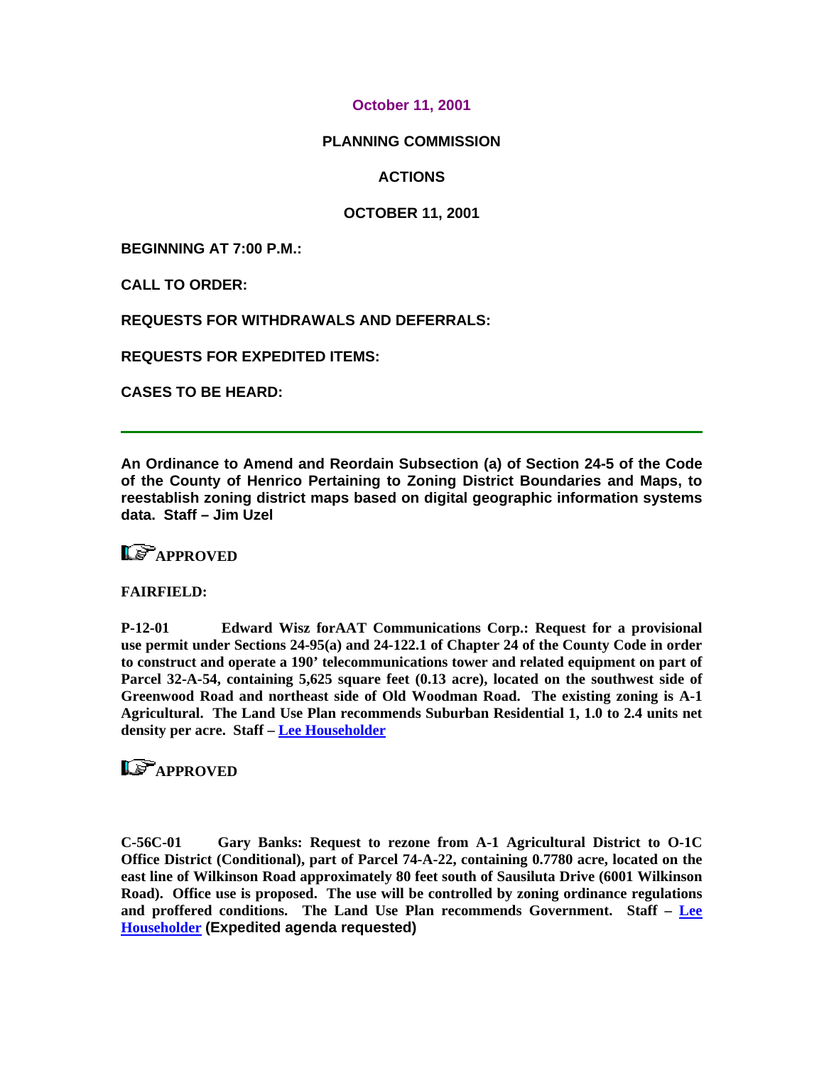October 11, 2001

# PLANNING COMMISSION

# ACTIONS

## OCTOBER 11, 2001

**BEGINNING AT 7:00 P.M.:**

**CALL TO ORDER:**

**REQUESTS FOR WITHDRAWALS AND DEFERRALS:**

**REQUESTS FOR EXPEDITED ITEMS:**

**CASES TO BE HEARD:**

---

**An Ordinance to Amend and Reordain Subsection (a) of Section 24-5 of the Code of the County of Henrico Pertaining to Zoning District Boundaries and Maps, to reestablish zoning district maps based on digital geographic information systems data. Staff – Jim Uzel**

**APPROVED**

**FAIRFIELD:**

**P-12-01 Edward Wisz forAAT Communications Corp.: Request for a provisional use permit under Sections 24-95(a) and 24-122.1 of Chapter 24 of the County Code in order to construct and operate a 190' telecommunications tower and related equipment on part of Parcel 32-A-54, containing 5,625 square feet (0.13 acre), located on the southwest side of Greenwood Road and northeast side of Old Woodman Road. The existing zoning is A-1 Agricultural. The Land Use Plan recommends Suburban Residential 1, 1.0 to 2.4 units net density per acre. Staff – Lee Householder**

**APPROVED**

**C-56C-01 Gary Banks: Request to rezone from A-1 Agricultural District to O-1C Office District (Conditional), part of Parcel 74-A-22, containing 0.7780 acre, located on the east line of Wilkinson Road approximately 80 feet south of Sausiluta Drive (6001 Wilkinson Road). Office use is proposed. The use will be controlled by zoning ordinance regulations and proffered conditions. The Land Use Plan recommends Government. Staff – Lee Householder (Expedited agenda requested)**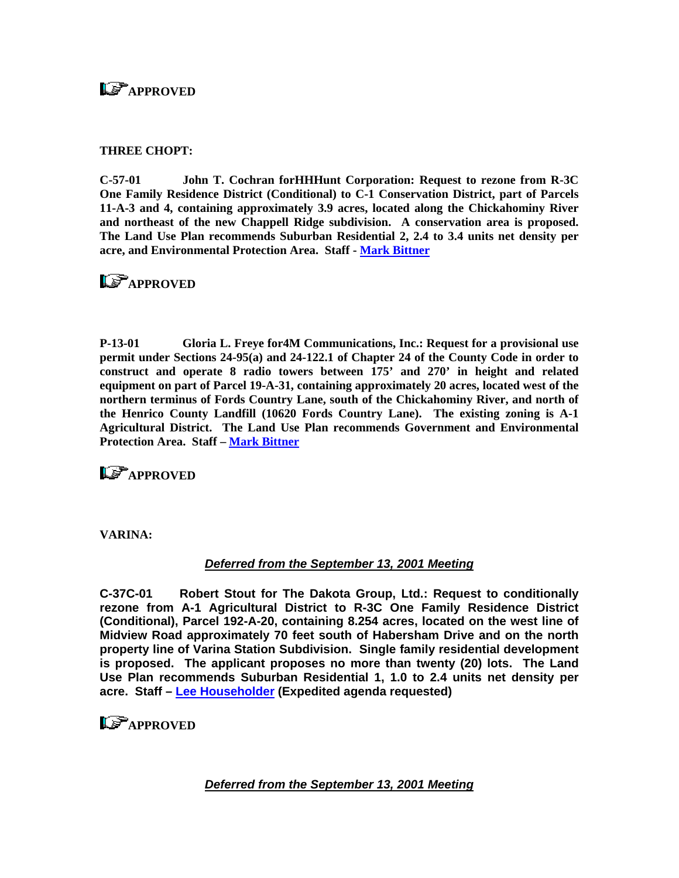**APPROVED**

**THREE CHOPT:**

**C-57-01 John T. Cochran forHHHunt Corporation: Request to rezone from R-3C One Family Residence District (Conditional) to C-1 Conservation District, part of Parcels 11-A-3 and 4, containing approximately 3.9 acres, located along the Chickahominy River and northeast of the new Chappell Ridge subdivision. A conservation area is proposed. The Land Use Plan recommends Suburban Residential 2, 2.4 to 3.4 units net density per acre, and Environmental Protection Area. Staff - Mark Bittner**

**APPROVED**

**P-13-01 Gloria L. Freye for4M Communications, Inc.: Request for a provisional use permit under Sections 24-95(a) and 24-122.1 of Chapter 24 of the County Code in order to construct and operate 8 radio towers between 175' and 270' in height and related equipment on part of Parcel 19-A-31, containing approximately 20 acres, located west of the northern terminus of Fords Country Lane, south of the Chickahominy River, and north of the Henrico County Landfill (10620 Fords Country Lane). The existing zoning is A-1 Agricultural District. The Land Use Plan recommends Government and Environmental Protection Area. Staff – Mark Bittner**

**APPROVED**

**VARINA:**

***Deferred from the September 13, 2001 Meeting***

**C-37C-01 Robert Stout for The Dakota Group, Ltd.: Request to conditionally rezone from A-1 Agricultural District to R-3C One Family Residence District (Conditional), Parcel 192-A-20, containing 8.254 acres, located on the west line of Midview Road approximately 70 feet south of Habersham Drive and on the north property line of Varina Station Subdivision. Single family residential development is proposed. The applicant proposes no more than twenty (20) lots. The Land Use Plan recommends Suburban Residential 1, 1.0 to 2.4 units net density per acre. Staff – Lee Householder (Expedited agenda requested)**

**APPROVED**

***Deferred from the September 13, 2001 Meeting***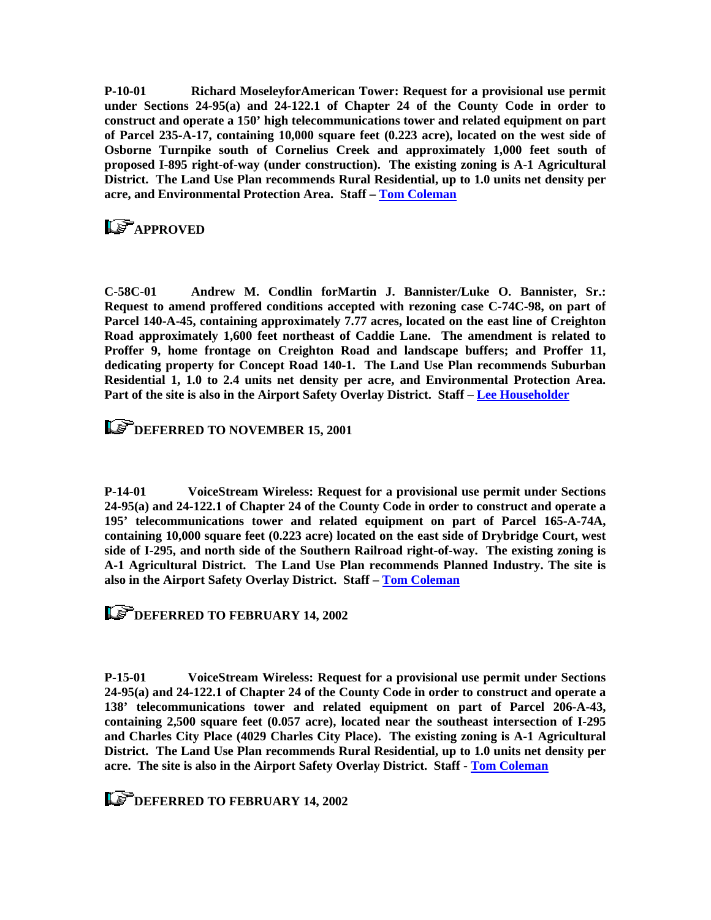**P-10-01 Richard MoseleyforAmerican Tower: Request for a provisional use permit under Sections 24-95(a) and 24-122.1 of Chapter 24 of the County Code in order to construct and operate a 150' high telecommunications tower and related equipment on part of Parcel 235-A-17, containing 10,000 square feet (0.223 acre), located on the west side of Osborne Turnpike south of Cornelius Creek and approximately 1,000 feet south of proposed I-895 right-of-way (under construction). The existing zoning is A-1 Agricultural District. The Land Use Plan recommends Rural Residential, up to 1.0 units net density per acre, and Environmental Protection Area. Staff – Tom Coleman**

**APPROVED**

**C-58C-01 Andrew M. Condlin forMartin J. Bannister/Luke O. Bannister, Sr.: Request to amend proffered conditions accepted with rezoning case C-74C-98, on part of Parcel 140-A-45, containing approximately 7.77 acres, located on the east line of Creighton Road approximately 1,600 feet northeast of Caddie Lane. The amendment is related to Proffer 9, home frontage on Creighton Road and landscape buffers; and Proffer 11, dedicating property for Concept Road 140-1. The Land Use Plan recommends Suburban Residential 1, 1.0 to 2.4 units net density per acre, and Environmental Protection Area. Part of the site is also in the Airport Safety Overlay District. Staff – Lee Householder**

**DEFERRED TO NOVEMBER 15, 2001**

**P-14-01 VoiceStream Wireless: Request for a provisional use permit under Sections 24-95(a) and 24-122.1 of Chapter 24 of the County Code in order to construct and operate a 195' telecommunications tower and related equipment on part of Parcel 165-A-74A, containing 10,000 square feet (0.223 acre) located on the east side of Drybridge Court, west side of I-295, and north side of the Southern Railroad right-of-way. The existing zoning is A-1 Agricultural District. The Land Use Plan recommends Planned Industry. The site is also in the Airport Safety Overlay District. Staff – Tom Coleman**

**DEFERRED TO FEBRUARY 14, 2002**

**P-15-01 VoiceStream Wireless: Request for a provisional use permit under Sections 24-95(a) and 24-122.1 of Chapter 24 of the County Code in order to construct and operate a 138' telecommunications tower and related equipment on part of Parcel 206-A-43, containing 2,500 square feet (0.057 acre), located near the southeast intersection of I-295 and Charles City Place (4029 Charles City Place). The existing zoning is A-1 Agricultural District. The Land Use Plan recommends Rural Residential, up to 1.0 units net density per acre. The site is also in the Airport Safety Overlay District. Staff - Tom Coleman**

**DEFERRED TO FEBRUARY 14, 2002**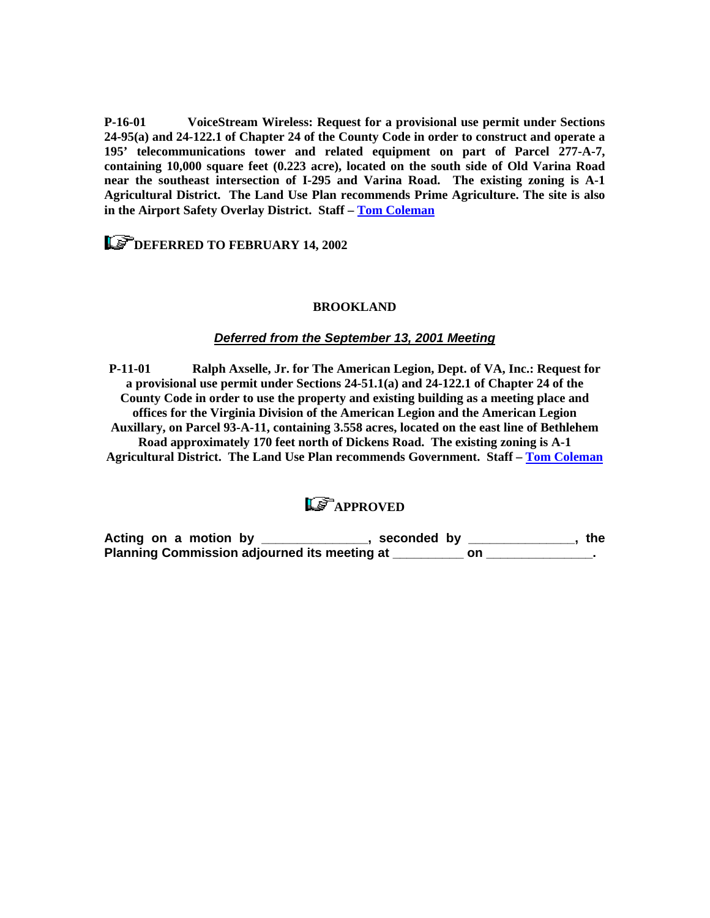**P-16-01 VoiceStream Wireless: Request for a provisional use permit under Sections 24-95(a) and 24-122.1 of Chapter 24 of the County Code in order to construct and operate a 195' telecommunications tower and related equipment on part of Parcel 277-A-7, containing 10,000 square feet (0.223 acre), located on the south side of Old Varina Road near the southeast intersection of I-295 and Varina Road. The existing zoning is A-1 Agricultural District. The Land Use Plan recommends Prime Agriculture. The site is also in the Airport Safety Overlay District. Staff – Tom Coleman**

**DEFERRED TO FEBRUARY 14, 2002**

**BROOKLAND**

***Deferred from the September 13, 2001 Meeting***

**P-11-01 Ralph Axselle, Jr. for The American Legion, Dept. of VA, Inc.: Request for a provisional use permit under Sections 24-51.1(a) and 24-122.1 of Chapter 24 of the County Code in order to use the property and existing building as a meeting place and offices for the Virginia Division of the American Legion and the American Legion Auxillary, on Parcel 93-A-11, containing 3.558 acres, located on the east line of Bethlehem Road approximately 170 feet north of Dickens Road. The existing zoning is A-1 Agricultural District. The Land Use Plan recommends Government. Staff – Tom Coleman**

**APPROVED**

**Acting on a motion by _______________, seconded by _______________, the Planning Commission adjourned its meeting at __________ on _______________.**